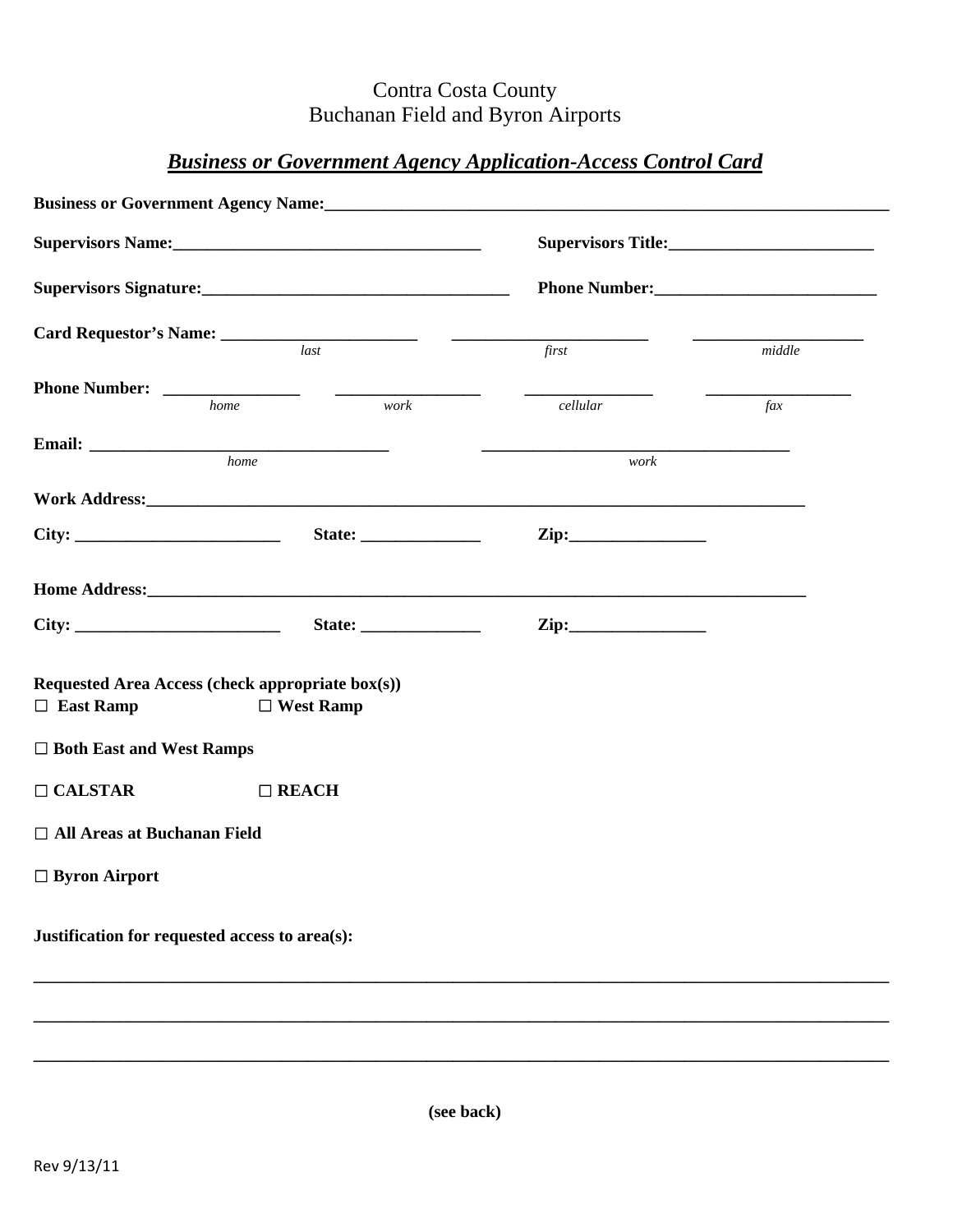Contra Costa County
Buchanan Field and Byron Airports

## ***Business or Government Agency Application-Access Control Card***

**Business or Government Agency Name:**______________________________________________________________________

**Supervisors Name:**___________________________________ **Supervisors Title:**________________________

**Supervisors Signature:**___________________________________ **Phone Number:**__________________________

**Card Requestor's Name:** _______________________ _______________________ ____________________
*last* *first* *middle*

**Phone Number:** ________________ _________________ _______________ _________________
*home* *work* *cellular* *fax*

**Email:** ___________________________________ ___________________________________
*home* *work*

**Work Address:**______________________________________________________________________________

**City:** ________________________ **State:** ______________ **Zip:**________________

**Home Address:**______________________________________________________________________________

**City:** ________________________ **State:** ______________ **Zip:**________________

**Requested Area Access (check appropriate box(s))**

☐ **East Ramp** ☐ **West Ramp**

☐ **Both East and West Ramps**

☐ **CALSTAR** ☐ **REACH**

☐ **All Areas at Buchanan Field**

☐ **Byron Airport**

**Justification for requested access to area(s):**

____________________________________________________________________________________________________

____________________________________________________________________________________________________

____________________________________________________________________________________________________

**(see back)**

Rev 9/13/11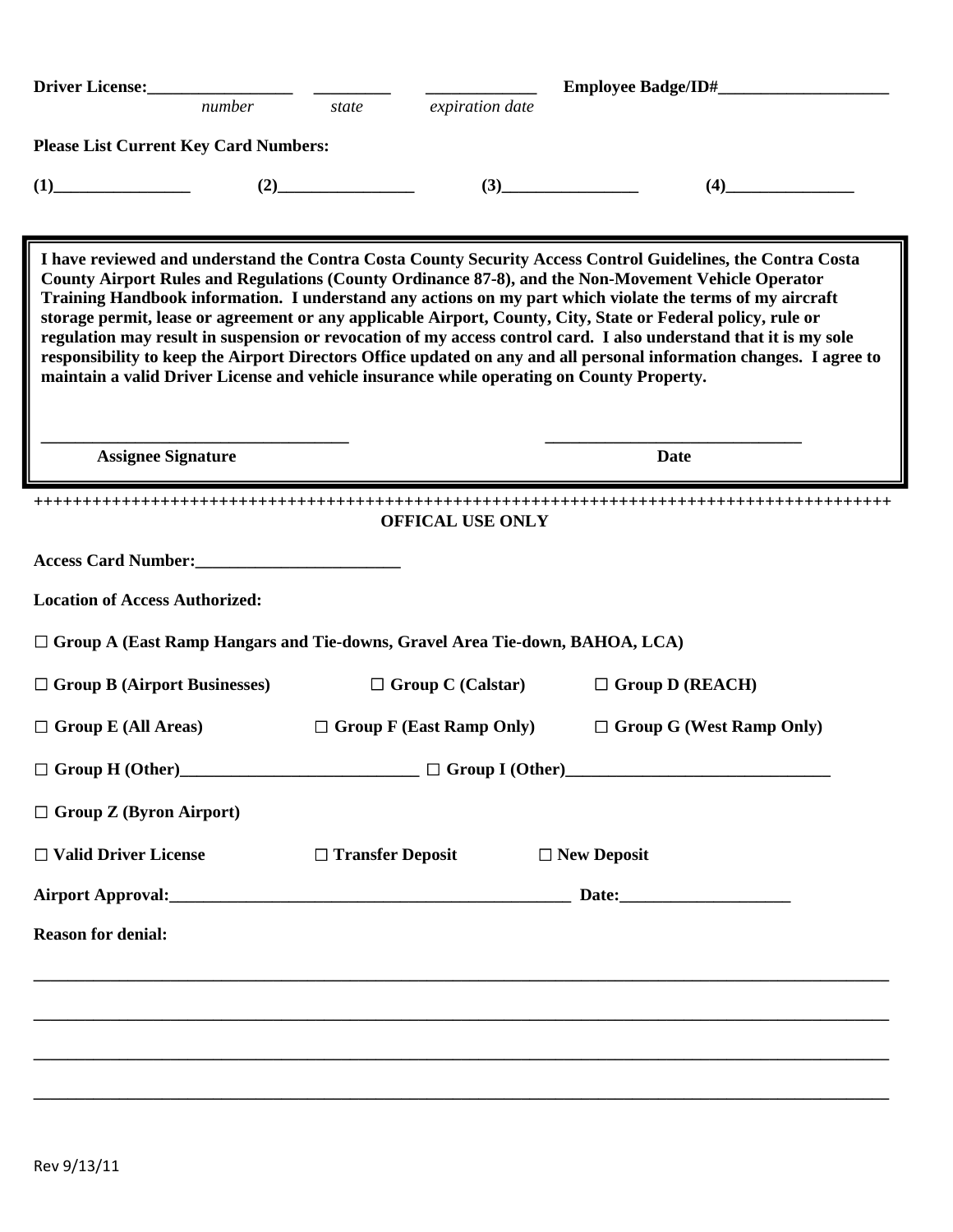**Driver License:_________________ _________ _____________ Employee Badge/ID#____________________**
*number state expiration date*

**Please List Current Key Card Numbers:**

**(1)________________ (2)________________ (3)________________ (4)_______________**

**I have reviewed and understand the Contra Costa County Security Access Control Guidelines, the Contra Costa County Airport Rules and Regulations (County Ordinance 87-8), and the Non-Movement Vehicle Operator Training Handbook information. I understand any actions on my part which violate the terms of my aircraft storage permit, lease or agreement or any applicable Airport, County, City, State or Federal policy, rule or regulation may result in suspension or revocation of my access control card. I also understand that it is my sole responsibility to keep the Airport Directors Office updated on any and all personal information changes. I agree to maintain a valid Driver License and vehicle insurance while operating on County Property.**

___________________________________ ______________________________
**Assignee Signature** **Date**

++++++++++++++++++++++++++++++++++++++++++++++++++++++++++++++++++++++++++++++++++++++++++

**OFFICAL USE ONLY**

**Access Card Number:________________________**

**Location of Access Authorized:**

**☐ Group A (East Ramp Hangars and Tie-downs, Gravel Area Tie-down, BAHOA, LCA)**

**☐ Group B (Airport Businesses) ☐ Group C (Calstar) ☐ Group D (REACH)**

**☐ Group E (All Areas) ☐ Group F (East Ramp Only) ☐ Group G (West Ramp Only)**

**☐ Group H (Other)___________________________ ☐ Group I (Other)______________________________**

**☐ Group Z (Byron Airport)**

**☐ Valid Driver License ☐ Transfer Deposit ☐ New Deposit**

**Airport Approval:_________________________________________________ Date:____________________**

**Reason for denial:**

__________________________________________________________________________________________

__________________________________________________________________________________________

__________________________________________________________________________________________

__________________________________________________________________________________________

Rev 9/13/11